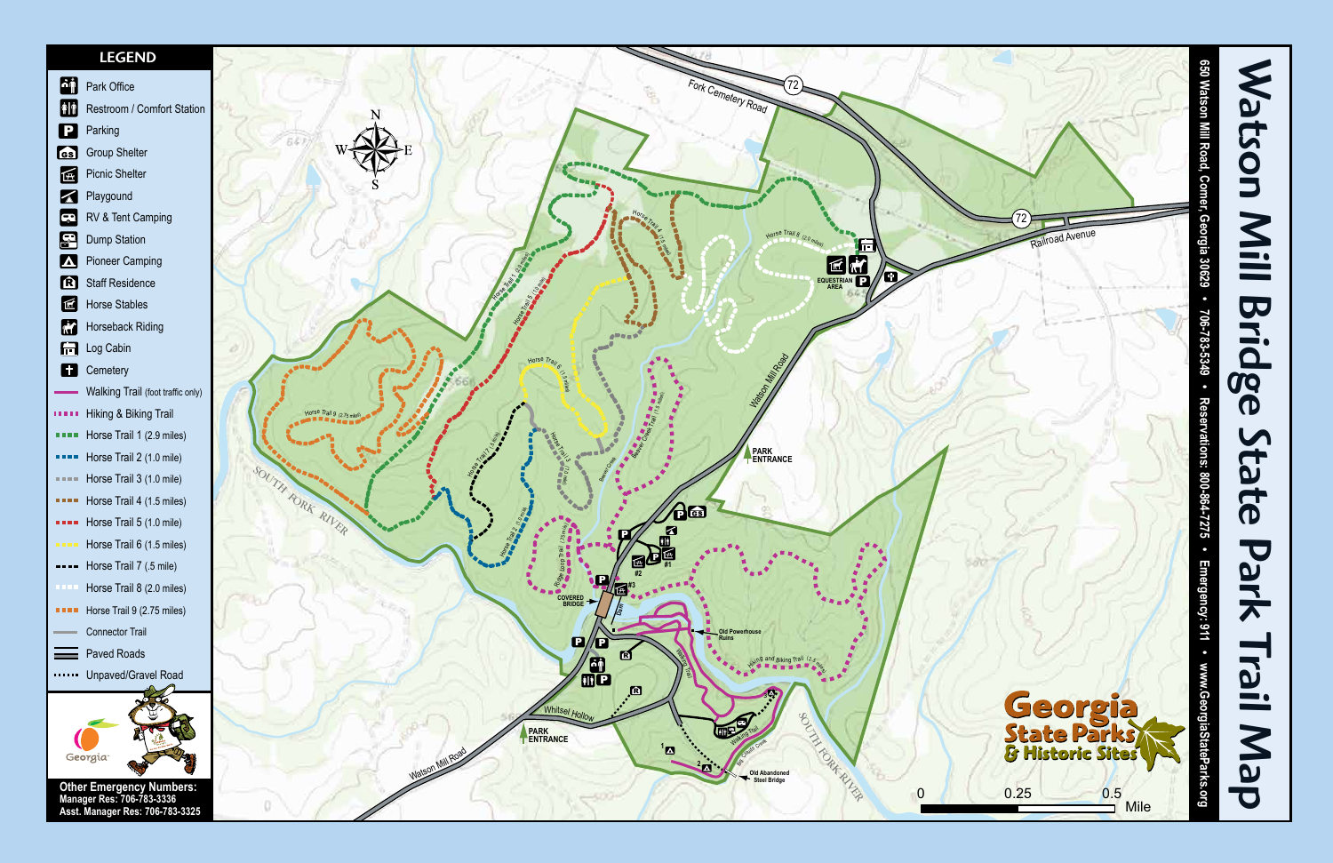# Watson Mill Bridge State Park Trail Map

650 Watson Mill Road, Comer, Georgia 30629 • 706-783-5349 • Reservations: 800-864-7275 • Emergency: 911 • www.GeorgiaStateParks.org

## LEGEND

- Park Office
- Restroom / Comfort Station
- Parking
- Group Shelter
- Picnic Shelter
- Playground
- RV & Tent Camping
- Dump Station
- Pioneer Camping
- Staff Residence
- Horse Stables
- Horseback Riding
- Log Cabin
- Cemetery
- Walking Trail (foot traffic only)
- Hiking & Biking Trail
- Horse Trail 1 (2.9 miles)
- Horse Trail 2 (1.0 mile)
- Horse Trail 3 (1.0 mile)
- Horse Trail 4 (1.5 miles)
- Horse Trail 5 (1.0 mile)
- Horse Trail 6 (1.5 miles)
- Horse Trail 7 (.5 mile)
- Horse Trail 8 (2.0 miles)
- Horse Trail 9 (2.75 miles)
- Connector Trail
- Paved Roads
- Unpaved/Gravel Road

**Other Emergency Numbers:**
Manager Res: 706-783-3336
Asst. Manager Res: 706-783-3325

Fork Cemetery Road
72
Railroad Avenue
Watson Mill Road
Whitsel Hollow
South Fork River
Park Entrance
Equestrian Area
Covered Bridge
Old Powerhouse Ruins
Old Abandoned Steel Bridge
Hiking and Biking Trail
Walking Trail
Horse Trail 1 (2.9 miles)
Horse Trail 2 (1.0 mile)
Horse Trail 3 (1.0 mile)
Horse Trail 4 (1.5 miles)
Horse Trail 5 (1.0 mile)
Horse Trail 6 (1.5 miles)
Horse Trail 7 (.5 mile)
Horse Trail 8 (2.0 miles)
Horse Trail 9 (2.75 miles)
Beaver Creek Trail
Big Cedar Creek Trail

0 0.25 0.5 Mile

Georgia State Parks & Historic Sites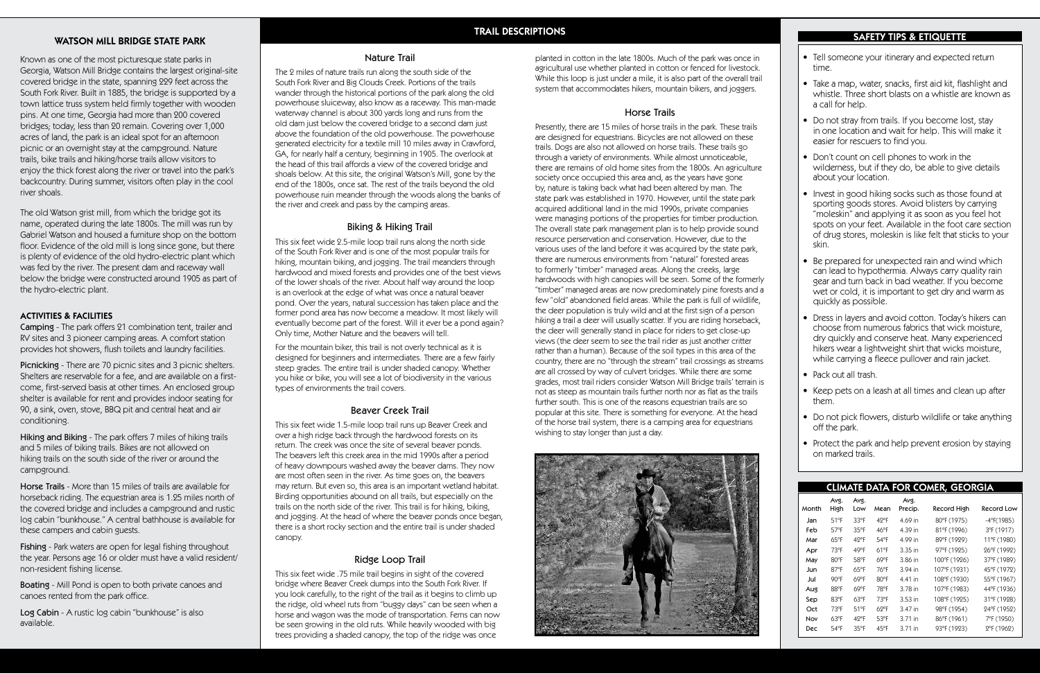## WATSON MILL BRIDGE STATE PARK

Known as one of the most picturesque state parks in Georgia, Watson Mill Bridge contains the largest original-site covered bridge in the state, spanning 229 feet across the South Fork River. Built in 1885, the bridge is supported by a town lattice truss system held firmly together with wooden pins. At one time, Georgia had more than 200 covered bridges; today, less than 20 remain. Covering over 1,000 acres of land, the park is an ideal spot for an afternoon picnic or an overnight stay at the campground. Nature trails, bike trails and hiking/horse trails allow visitors to enjoy the thick forest along the river or travel into the park's backcountry. During summer, visitors often play in the cool river shoals.

The old Watson grist mill, from which the bridge got its name, operated during the late 1800s. The mill was run by Gabriel Watson and housed a furniture shop on the bottom floor. Evidence of the old mill is long since gone, but there is plenty of evidence of the old hydro-electric plant which was fed by the river. The present dam and raceway wall below the bridge were constructed around 1905 as part of the hydro-electric plant.

### ACTIVITIES & FACILITIES

**Camping** - The park offers 21 combination tent, trailer and RV sites and 3 pioneer camping areas. A comfort station provides hot showers, flush toilets and laundry facilities.

**Picnicking** - There are 70 picnic sites and 3 picnic shelters. Shelters are reservable for a fee, and are available on a first-come, first-served basis at other times. An enclosed group shelter is available for rent and provides indoor seating for 90, a sink, oven, stove, BBQ pit and central heat and air conditioning.

**Hiking and Biking** - The park offers 7 miles of hiking trails and 5 miles of biking trails. Bikes are not allowed on hiking trails on the south side of the river or around the campground.

**Horse Trails** - More than 15 miles of trails are available for horseback riding. The equestrian area is 1.25 miles north of the covered bridge and includes a campground and rustic log cabin "bunkhouse." A central bathhouse is available for these campers and cabin guests.

**Fishing** - Park waters are open for legal fishing throughout the year. Persons age 16 or older must have a valid resident/non-resident fishing license.

**Boating** - Mill Pond is open to both private canoes and canoes rented from the park office.

**Log Cabin** - A rustic log cabin "bunkhouse" is also available.

## TRAIL DESCRIPTIONS

### Nature Trail

The 2 miles of nature trails run along the south side of the South Fork River and Big Clouds Creek. Portions of the trails wander through the historical portions of the park along the old powerhouse sluiceway, also know as a raceway. This man-made waterway channel is about 300 yards long and runs from the old dam just below the covered bridge to a second dam just above the foundation of the old powerhouse. The powerhouse generated electricity for a textile mill 10 miles away in Crawford, GA, for nearly half a century, beginning in 1905. The overlook at the head of this trail affords a view of the covered bridge and shoals below. At this site, the original Watson's Mill, gone by the end of the 1800s, once sat. The rest of the trails beyond the old powerhouse ruin meander through the woods along the banks of the river and creek and pass by the camping areas.

### Biking & Hiking Trail

This six feet wide 2.5-mile loop trail runs along the north side of the South Fork River and is one of the most popular trails for hiking, mountain biking, and jogging. The trail meanders through hardwood and mixed forests and provides one of the best views of the lower shoals of the river. About half way around the loop is an overlook at the edge of what was once a natural beaver pond. Over the years, natural succession has taken place and the former pond area has now become a meadow. It most likely will eventually become part of the forest. Will it ever be a pond again? Only time, Mother Nature and the beavers will tell.

For the mountain biker, this trail is not overly technical as it is designed for beginners and intermediates. There are a few fairly steep grades. The entire trail is under shaded canopy. Whether you hike or bike, you will see a lot of biodiversity in the various types of environments the trail covers.

### Beaver Creek Trail

This six feet wide 1.5-mile loop trail runs up Beaver Creek and over a high ridge back through the hardwood forests on its return. The creek was once the site of several beaver ponds. The beavers left this creek area in the mid 1990s after a period of heavy downpours washed away the beaver dams. They now are most often seen in the river. As time goes on, the beavers may return. But even so, this area is an important wetland habitat. Birding opportunities abound on all trails, but especially on the trails on the north side of the river. This trail is for hiking, biking, and jogging. At the head of where the beaver ponds once began, there is a short rocky section and the entire trail is under shaded canopy.

### Ridge Loop Trail

This six feet wide .75 mile trail begins in sight of the covered bridge where Beaver Creek dumps into the South Fork River. If you look carefully, to the right of the trail as it begins to climb up the ridge, old wheel ruts from "buggy days" can be seen when a horse and wagon was the mode of transportation. Ferns can now be seen growing in the old ruts. While heavily wooded with big trees providing a shaded canopy, the top of the ridge was once planted in cotton in the late 1800s. Much of the park was once in agricultural use whether planted in cotton or fenced for livestock. While this loop is just under a mile, it is also part of the overall trail system that accommodates hikers, mountain bikers, and joggers.

### Horse Trails

Presently, there are 15 miles of horse trails in the park. These trails are designed for equestrians. Bicycles are not allowed on these trails. Dogs are also not allowed on horse trails. These trails go through a variety of environments. While almost unnoticeable, there are remains of old home sites from the 1800s. An agriculture society once occupied this area and, as the years have gone by, nature is taking back what had been altered by man. The state park was established in 1970. However, until the state park acquired additional land in the mid 1990s, private companies were managing portions of the properties for timber production. The overall state park management plan is to help provide sound resource preservation and conservation. However, due to the various uses of the land before it was acquired by the state park, there are numerous environments from "natural" forested areas to formerly "timber" managed areas. Along the creeks, large hardwoods with high canopies will be seen. Some of the formerly "timber" managed areas are now predominately pine forests and a few "old" abandoned field areas. While the park is full of wildlife, the deer population is truly wild and at the first sign of a person hiking a trail a deer will usually scatter. If you are riding horseback, the deer will generally stand in place for riders to get close-up views (the deer seem to see the trail rider as just another critter rather than a human). Because of the soil types in this area of the country, there are no "through the stream" trail crossings as streams are all crossed by way of culvert bridges. While there are some grades, most trail riders consider Watson Mill Bridge trails' terrain is not as steep as mountain trails further north nor as flat as the trails further south. This is one of the reasons equestrian trails are so popular at this site. There is something for everyone. At the head of the horse trail system, there is a camping area for equestrians wishing to stay longer than just a day.

## SAFETY TIPS & ETIQUETTE

- Tell someone your itinerary and expected return time.
- Take a map, water, snacks, first aid kit, flashlight and whistle. Three short blasts on a whistle are known as a call for help.
- Do not stray from trails. If you become lost, stay in one location and wait for help. This will make it easier for rescuers to find you.
- Don't count on cell phones to work in the wilderness, but if they do, be able to give details about your location.
- Invest in good hiking socks such as those found at sporting goods stores. Avoid blisters by carrying "moleskin" and applying it as soon as you feel hot spots on your feet. Available in the foot care section of drug stores, moleskin is like felt that sticks to your skin.
- Be prepared for unexpected rain and wind which can lead to hypothermia. Always carry quality rain gear and turn back in bad weather. If you become wet or cold, it is important to get dry and warm as quickly as possible.
- Dress in layers and avoid cotton. Today's hikers can choose from numerous fabrics that wick moisture, dry quickly and conserve heat. Many experienced hikers wear a lightweight shirt that wicks moisture, while carrying a fleece pullover and rain jacket.
- Pack out all trash.
- Keep pets on a leash at all times and clean up after them.
- Do not pick flowers, disturb wildlife or take anything off the park.
- Protect the park and help prevent erosion by staying on marked trails.

## CLIMATE DATA FOR COMER, GEORGIA

| Month | Avg. High | Avg. Low | Mean | Avg. Precip. | Record High | Record Low |
|---|---|---|---|---|---|---|
| Jan | 51°F | 33°F | 42°F | 4.69 in | 80°F (1975) | -4°F(1985) |
| Feb | 57°F | 35°F | 46°F | 4.39 in | 81°F (1996) | 3°F (1917) |
| Mar | 65°F | 42°F | 54°F | 4.99 in | 89°F (1929) | 11°F (1980) |
| Apr | 73°F | 49°F | 61°F | 3.35 in | 97°F (1925) | 26°F (1992) |
| May | 80°F | 58°F | 69°F | 3.86 in | 100°F (1926) | 37°F (1989) |
| Jun | 87°F | 65°F | 76°F | 3.94 in | 107°F (1931) | 45°F (1972) |
| Jul | 90°F | 69°F | 80°F | 4.41 in | 108°F (1930) | 55°F (1967) |
| Aug | 88°F | 69°F | 78°F | 3.78 in | 107°F (1983) | 44°F (1936) |
| Sep | 83°F | 63°F | 73°F | 3.53 in | 108°F (1925) | 31°F (1928) |
| Oct | 73°F | 51°F | 62°F | 3.47 in | 98°F (1954) | 24°F (1952) |
| Nov | 63°F | 42°F | 53°F | 3.71 in | 86°F (1961) | 7°F (1950) |
| Dec | 54°F | 35°F | 45°F | 3.71 in | 93°F (1923) | 2°F (1962) |